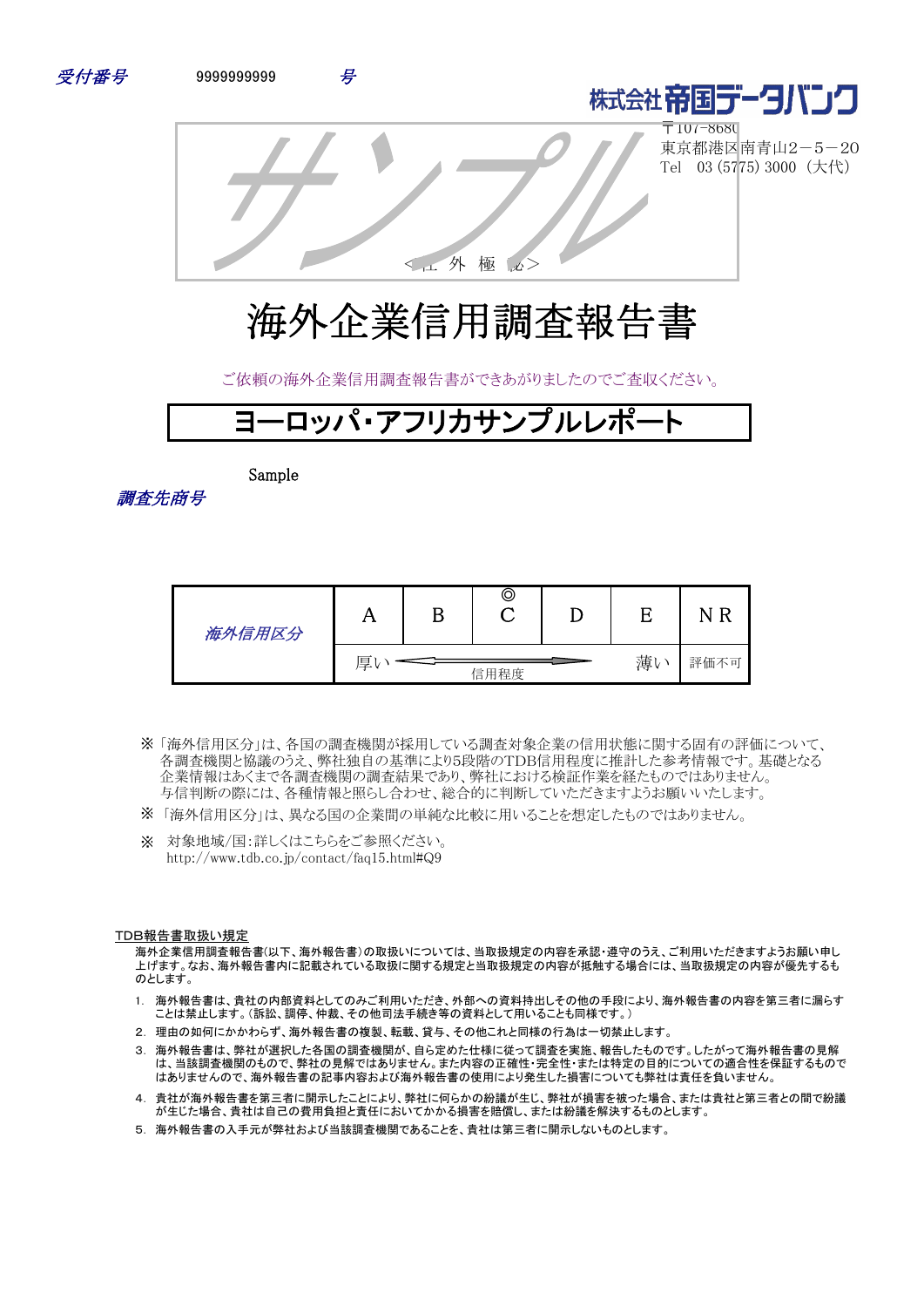受付番号 9999999999 号

株式会社帝国データバンク
〒107-8680
東京都港区南青山2－5－20
Tel 03 (5775) 3000（大代）

サンプル

＜社 外 極 秘＞

# 海外企業信用調査報告書

ご依頼の海外企業信用調査報告書ができあがりましたのでご査収ください。

## ヨーロッパ・アフリカサンプルレポート

調査先商号 Sample

| 海外信用区分 | A | B | ◎<br>C | D | E | N R |
|---|---|---|---|---|---|---|
| | 厚い ← 信用程度 → 薄い | | | | | 評価不可 |

※「海外信用区分」は、各国の調査機関が採用している調査対象企業の信用状態に関する固有の評価について、各調査機関と協議のうえ、弊社独自の基準により5段階のTDB信用程度に推計した参考情報です。基礎となる企業情報はあくまで各調査機関の調査結果であり、弊社における検証作業を経たものではありません。与信判断の際には、各種情報と照らし合わせ、総合的に判断していただきますようお願いいたします。

※「海外信用区分」は、異なる国の企業間の単純な比較に用いることを想定したものではありません。

※ 対象地域/国：詳しくはこちらをご参照ください。
http://www.tdb.co.jp/contact/faq15.html#Q9

TDB報告書取扱い規定

海外企業信用調査報告書(以下、海外報告書)の取扱いについては、当取扱規定の内容を承認・遵守のうえ、ご利用いただきますようお願い申し上げます。なお、海外報告書内に記載されている取扱に関する規定と当取扱規定の内容が抵触する場合には、当取扱規定の内容が優先するものとします。

1. 海外報告書は、貴社の内部資料としてのみご利用いただき、外部への資料持出しその他の手段により、海外報告書の内容を第三者に漏らすことは禁止します。(訴訟、調停、仲裁、その他司法手続き等の資料として用いることも同様です。)
2. 理由の如何にかかわらず、海外報告書の複製、転載、貸与、その他これと同様の行為は一切禁止します。
3. 海外報告書は、弊社が選択した各国の調査機関が、自ら定めた仕様に従って調査を実施、報告したものです。したがって海外報告書の見解は、当該調査機関のもので、弊社の見解ではありません。また内容の正確性・完全性・または特定の目的についての適合性を保証するものではありませんので、海外報告書の記事内容および海外報告書の使用により発生した損害についても弊社は責任を負いません。
4. 貴社が海外報告書を第三者に開示したことにより、弊社に何らかの紛議が生じ、弊社が損害を被った場合、または貴社と第三者との間で紛議が生じた場合、貴社は自己の費用負担と責任においてかかる損害を賠償し、または紛議を解決するものとします。
5. 海外報告書の入手元が弊社および当該調査機関であることを、貴社は第三者に開示しないものとします。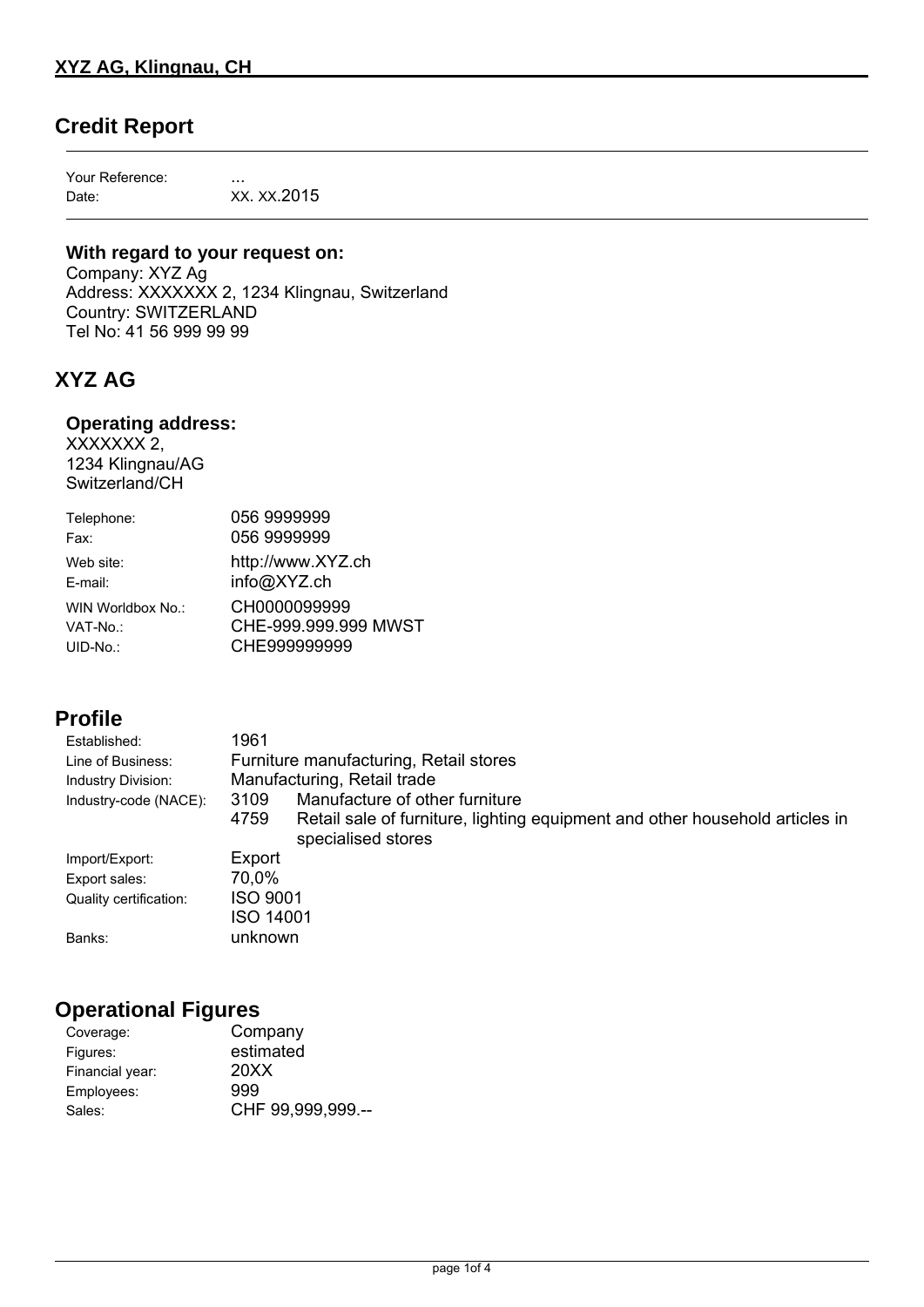## Credit Report

| | |
|---|---|
| Your Reference: | ... |
| Date: | xx. xx.2015 |

**With regard to your request on:**
Company: XYZ Ag
Address: XXXXXXX 2, 1234 Klingnau, Switzerland
Country: SWITZERLAND
Tel No: 41 56 999 99 99

## XYZ AG

**Operating address:**
XXXXXXX 2,
1234 Klingnau/AG
Switzerland/CH

| | |
|---|---|
| Telephone: | 056 9999999 |
| Fax: | 056 9999999 |
| Web site: | http://www.XYZ.ch |
| E-mail: | info@XYZ.ch |
| WIN Worldbox No.: | CH0000099999 |
| VAT-No.: | CHE-999.999.999 MWST |
| UID-No.: | CHE999999999 |

## Profile

| | |
|---|---|
| Established: | 1961 |
| Line of Business: | Furniture manufacturing, Retail stores |
| Industry Division: | Manufacturing, Retail trade |
| Industry-code (NACE): | 3109 Manufacture of other furniture |
| | 4759 Retail sale of furniture, lighting equipment and other household articles in specialised stores |
| Import/Export: | Export |
| Export sales: | 70,0% |
| Quality certification: | ISO 9001 |
| | ISO 14001 |
| Banks: | unknown |

## Operational Figures

| | |
|---|---|
| Coverage: | Company |
| Figures: | estimated |
| Financial year: | 20XX |
| Employees: | 999 |
| Sales: | CHF 99,999,999.-- |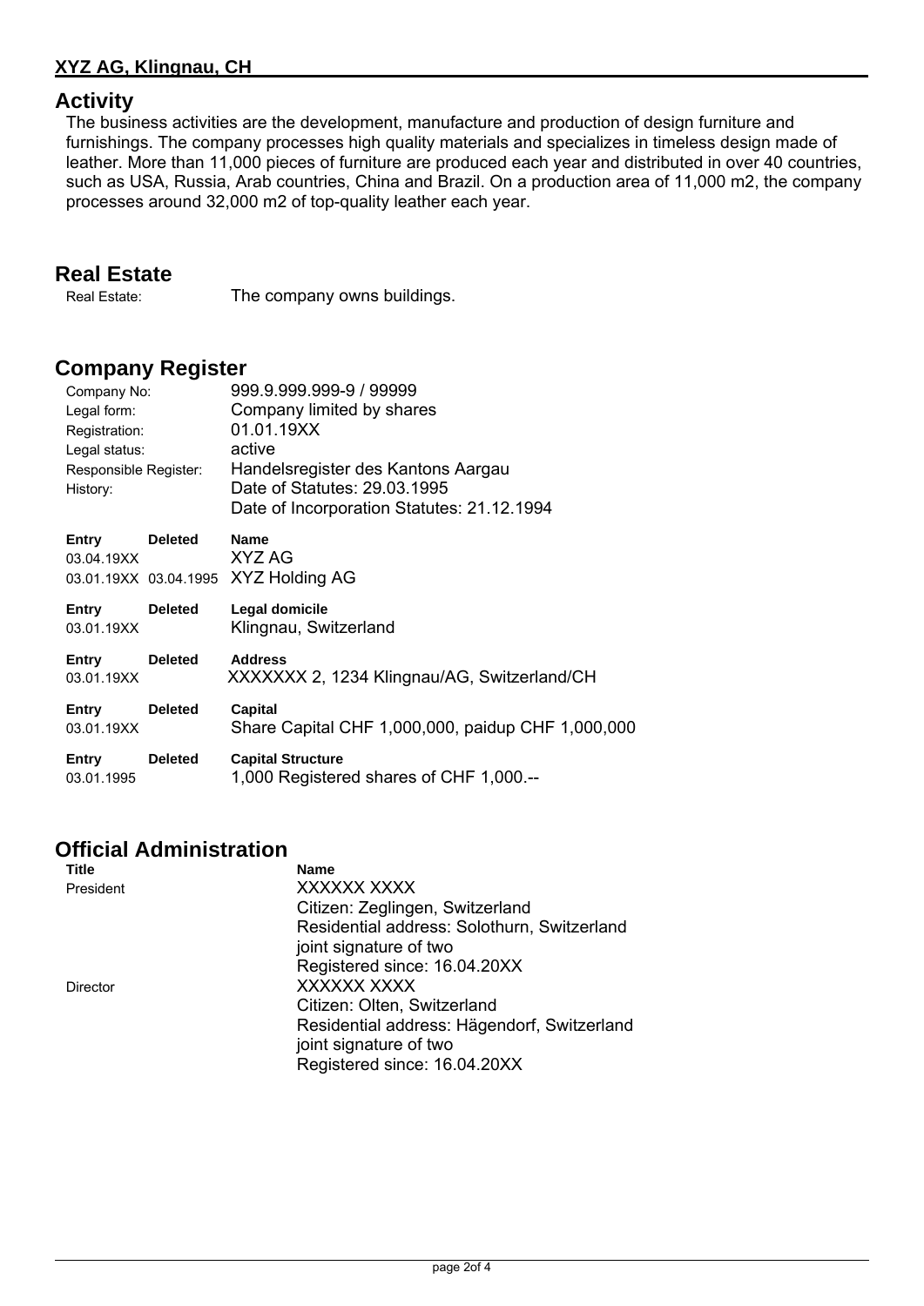## XYZ AG, Klingnau, CH

## Activity

The business activities are the development, manufacture and production of design furniture and furnishings. The company processes high quality materials and specializes in timeless design made of leather. More than 11,000 pieces of furniture are produced each year and distributed in over 40 countries, such as USA, Russia, Arab countries, China and Brazil. On a production area of 11,000 m2, the company processes around 32,000 m2 of top-quality leather each year.

## Real Estate

| | |
|---|---|
| Real Estate: | The company owns buildings. |

## Company Register

| | |
|---|---|
| Company No: | 999.9.999.999-9 / 99999 |
| Legal form: | Company limited by shares |
| Registration: | 01.01.19XX |
| Legal status: | active |
| Responsible Register: | Handelsregister des Kantons Aargau |
| History: | Date of Statutes: 29.03.1995<br>Date of Incorporation Statutes: 21.12.1994 |

| Entry | Deleted | Name |
|---|---|---|
| 03.04.19XX | | XYZ AG |
| 03.01.19XX | 03.04.1995 | XYZ Holding AG |

| Entry | Deleted | Legal domicile |
|---|---|---|
| 03.01.19XX | | Klingnau, Switzerland |

| Entry | Deleted | Address |
|---|---|---|
| 03.01.19XX | | XXXXXXX 2, 1234 Klingnau/AG, Switzerland/CH |

| Entry | Deleted | Capital |
|---|---|---|
| 03.01.19XX | | Share Capital CHF 1,000,000, paidup CHF 1,000,000 |

| Entry | Deleted | Capital Structure |
|---|---|---|
| 03.01.1995 | | 1,000 Registered shares of CHF 1,000.-- |

## Official Administration

| Title | Name |
|---|---|
| President | XXXXXX XXXX<br>Citizen: Zeglingen, Switzerland<br>Residential address: Solothurn, Switzerland<br>joint signature of two<br>Registered since: 16.04.20XX |
| Director | XXXXXX XXXX<br>Citizen: Olten, Switzerland<br>Residential address: Hägendorf, Switzerland<br>joint signature of two<br>Registered since: 16.04.20XX |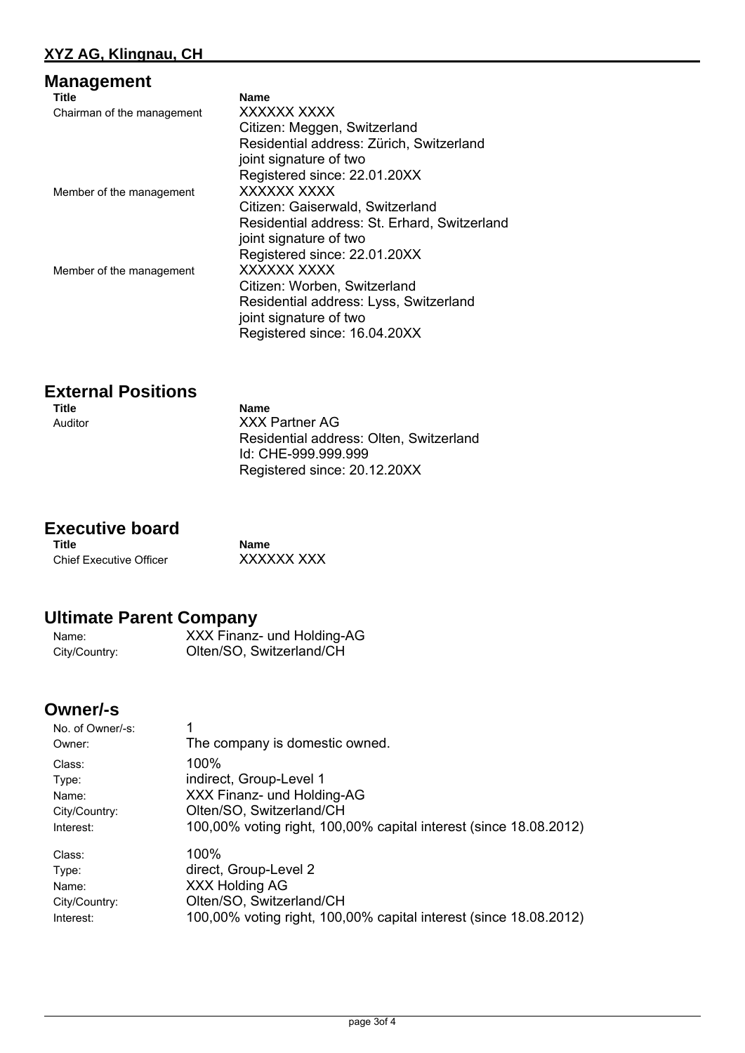**XYZ AG, Klingnau, CH**

## Management

| Title | Name |
|---|---|
| Chairman of the management | XXXXXX XXXX<br>Citizen: Meggen, Switzerland<br>Residential address: Zürich, Switzerland<br>joint signature of two<br>Registered since: 22.01.20XX |
| Member of the management | XXXXXX XXXX<br>Citizen: Gaiserwald, Switzerland<br>Residential address: St. Erhard, Switzerland<br>joint signature of two<br>Registered since: 22.01.20XX |
| Member of the management | XXXXXX XXXX<br>Citizen: Worben, Switzerland<br>Residential address: Lyss, Switzerland<br>joint signature of two<br>Registered since: 16.04.20XX |

## External Positions

| Title | Name |
|---|---|
| Auditor | XXX Partner AG<br>Residential address: Olten, Switzerland<br>Id: CHE-999.999.999<br>Registered since: 20.12.20XX |

## Executive board

| Title | Name |
|---|---|
| Chief Executive Officer | XXXXXX XXX |

## Ultimate Parent Company

| | |
|---|---|
| Name: | XXX Finanz- und Holding-AG |
| City/Country: | Olten/SO, Switzerland/CH |

## Owner/-s

| | |
|---|---|
| No. of Owner/-s: | 1 |
| Owner: | The company is domestic owned. |
| Class: | 100% |
| Type: | indirect, Group-Level 1 |
| Name: | XXX Finanz- und Holding-AG |
| City/Country: | Olten/SO, Switzerland/CH |
| Interest: | 100,00% voting right, 100,00% capital interest (since 18.08.2012) |
| Class: | 100% |
| Type: | direct, Group-Level 2 |
| Name: | XXX Holding AG |
| City/Country: | Olten/SO, Switzerland/CH |
| Interest: | 100,00% voting right, 100,00% capital interest (since 18.08.2012) |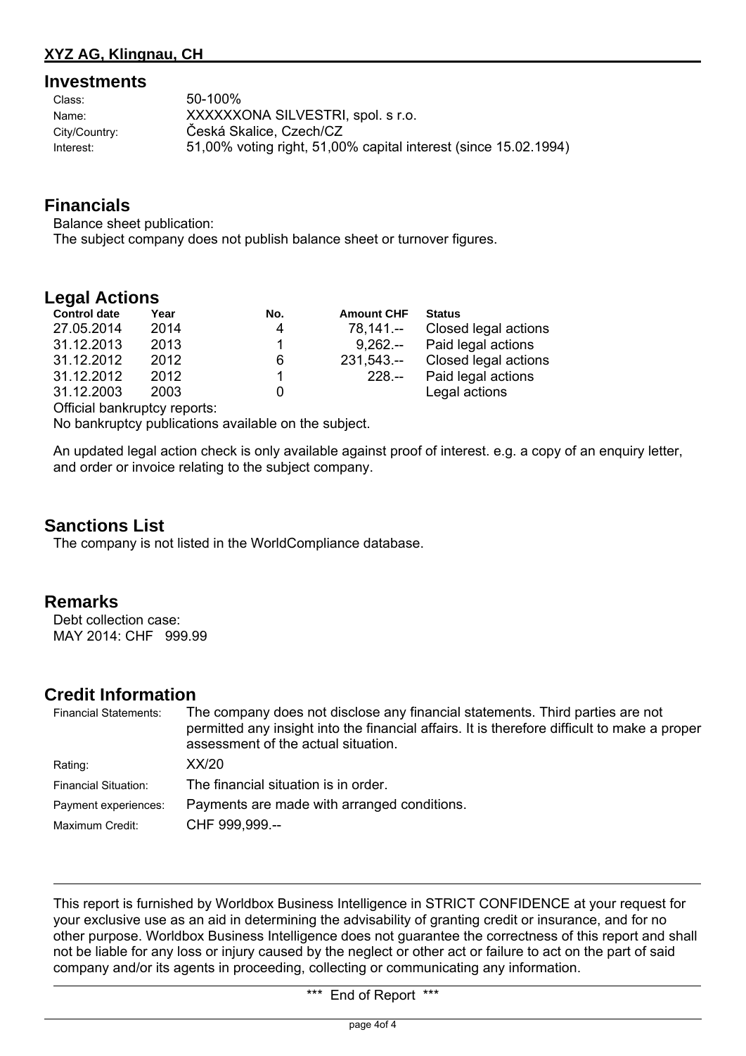## Investments

| | |
|---|---|
| Class: | 50-100% |
| Name: | XXXXXXONA SILVESTRI, spol. s r.o. |
| City/Country: | Česká Skalice, Czech/CZ |
| Interest: | 51,00% voting right, 51,00% capital interest (since 15.02.1994) |

## Financials

Balance sheet publication:
The subject company does not publish balance sheet or turnover figures.

## Legal Actions

| Control date | Year | No. | Amount CHF | Status |
|---|---|---|---|---|
| 27.05.2014 | 2014 | 4 | 78,141.-- | Closed legal actions |
| 31.12.2013 | 2013 | 1 | 9,262.-- | Paid legal actions |
| 31.12.2012 | 2012 | 6 | 231,543.-- | Closed legal actions |
| 31.12.2012 | 2012 | 1 | 228.-- | Paid legal actions |
| 31.12.2003 | 2003 | 0 | | Legal actions |

Official bankruptcy reports:
No bankruptcy publications available on the subject.

An updated legal action check is only available against proof of interest. e.g. a copy of an enquiry letter, and order or invoice relating to the subject company.

## Sanctions List

The company is not listed in the WorldCompliance database.

## Remarks

Debt collection case:
MAY 2014: CHF 999.99

## Credit Information

| | |
|---|---|
| Financial Statements: | The company does not disclose any financial statements. Third parties are not permitted any insight into the financial affairs. It is therefore difficult to make a proper assessment of the actual situation. |
| Rating: | XX/20 |
| Financial Situation: | The financial situation is in order. |
| Payment experiences: | Payments are made with arranged conditions. |
| Maximum Credit: | CHF 999,999.-- |

---

This report is furnished by Worldbox Business Intelligence in STRICT CONFIDENCE at your request for your exclusive use as an aid in determining the advisability of granting credit or insurance, and for no other purpose. Worldbox Business Intelligence does not guarantee the correctness of this report and shall not be liable for any loss or injury caused by the neglect or other act or failure to act on the part of said company and/or its agents in proceeding, collecting or communicating any information.

*** End of Report ***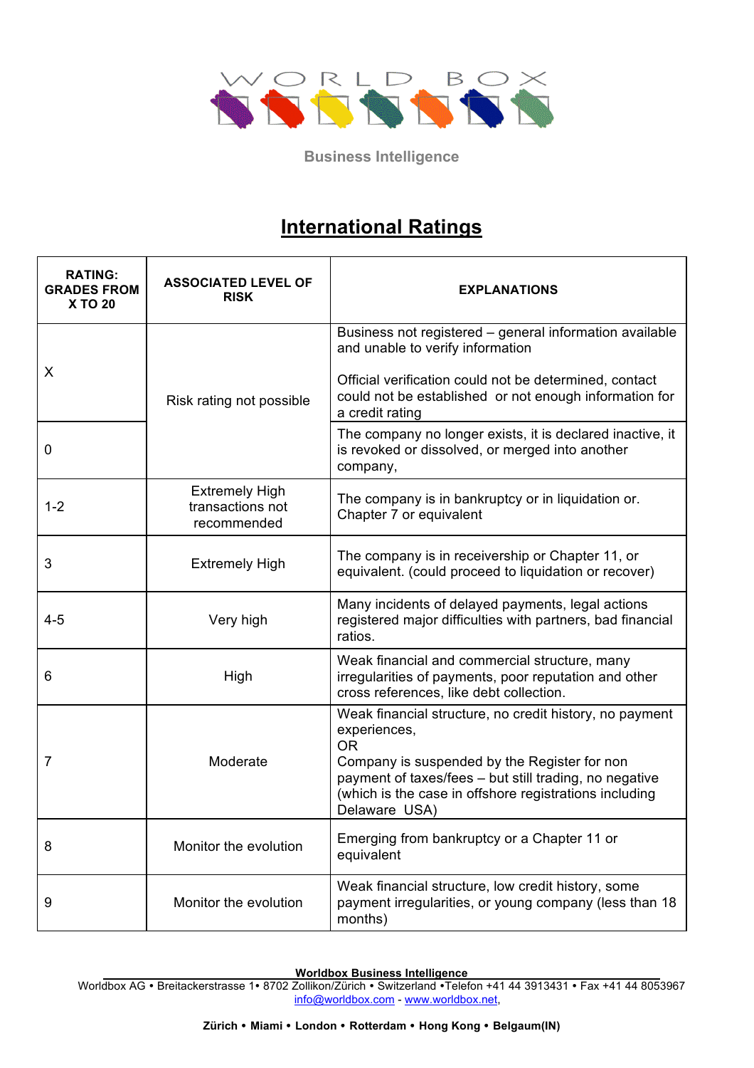WORLD BOX

Business Intelligence

# International Ratings

| RATING: GRADES FROM X TO 20 | ASSOCIATED LEVEL OF RISK | EXPLANATIONS |
|---|---|---|
| X | Risk rating not possible | Business not registered – general information available and unable to verify information<br><br>Official verification could not be determined, contact could not be established or not enough information for a credit rating |
| 0 | | The company no longer exists, it is declared inactive, it is revoked or dissolved, or merged into another company, |
| 1-2 | Extremely High transactions not recommended | The company is in bankruptcy or in liquidation or. Chapter 7 or equivalent |
| 3 | Extremely High | The company is in receivership or Chapter 11, or equivalent. (could proceed to liquidation or recover) |
| 4-5 | Very high | Many incidents of delayed payments, legal actions registered major difficulties with partners, bad financial ratios. |
| 6 | High | Weak financial and commercial structure, many irregularities of payments, poor reputation and other cross references, like debt collection. |
| 7 | Moderate | Weak financial structure, no credit history, no payment experiences,<br>OR<br>Company is suspended by the Register for non payment of taxes/fees – but still trading, no negative (which is the case in offshore registrations including Delaware USA) |
| 8 | Monitor the evolution | Emerging from bankruptcy or a Chapter 11 or equivalent |
| 9 | Monitor the evolution | Weak financial structure, low credit history, some payment irregularities, or young company (less than 18 months) |

**Worldbox Business Intelligence**
Worldbox AG • Breitackerstrasse 1• 8702 Zollikon/Zürich • Switzerland •Telefon +41 44 3913431 • Fax +41 44 8053967
info@worldbox.com - www.worldbox.net,

**Zürich • Miami • London • Rotterdam • Hong Kong • Belgaum(IN)**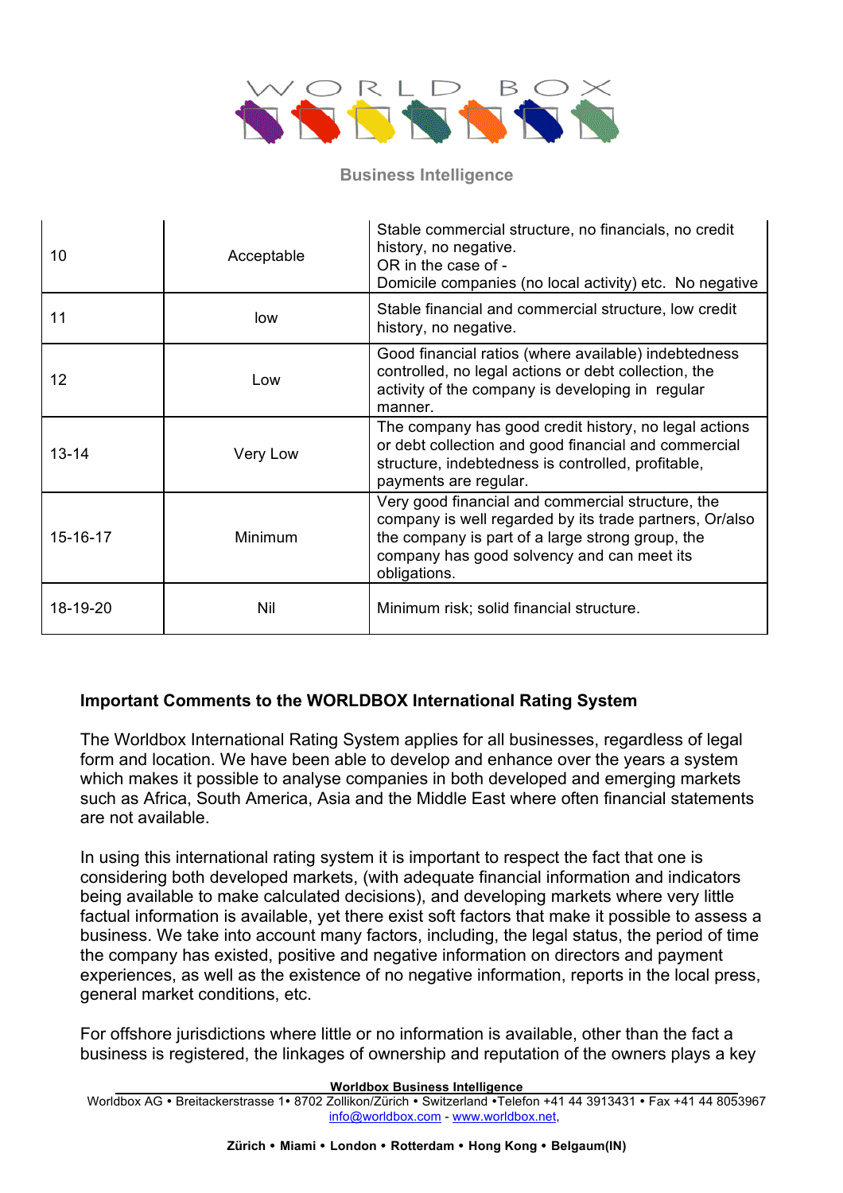| | | |
|---|---|---|
| 10 | Acceptable | Stable commercial structure, no financials, no credit history, no negative.<br>OR in the case of -<br>Domicile companies (no local activity) etc. No negative |
| 11 | low | Stable financial and commercial structure, low credit history, no negative. |
| 12 | Low | Good financial ratios (where available) indebtedness controlled, no legal actions or debt collection, the activity of the company is developing in regular manner. |
| 13-14 | Very Low | The company has good credit history, no legal actions or debt collection and good financial and commercial structure, indebtedness is controlled, profitable, payments are regular. |
| 15-16-17 | Minimum | Very good financial and commercial structure, the company is well regarded by its trade partners, Or/also the company is part of a large strong group, the company has good solvency and can meet its obligations. |
| 18-19-20 | Nil | Minimum risk; solid financial structure. |

**Important Comments to the WORLDBOX International Rating System**

The Worldbox International Rating System applies for all businesses, regardless of legal form and location. We have been able to develop and enhance over the years a system which makes it possible to analyse companies in both developed and emerging markets such as Africa, South America, Asia and the Middle East where often financial statements are not available.

In using this international rating system it is important to respect the fact that one is considering both developed markets, (with adequate financial information and indicators being available to make calculated decisions), and developing markets where very little factual information is available, yet there exist soft factors that make it possible to assess a business. We take into account many factors, including, the legal status, the period of time the company has existed, positive and negative information on directors and payment experiences, as well as the existence of no negative information, reports in the local press, general market conditions, etc.

For offshore jurisdictions where little or no information is available, other than the fact a business is registered, the linkages of ownership and reputation of the owners plays a key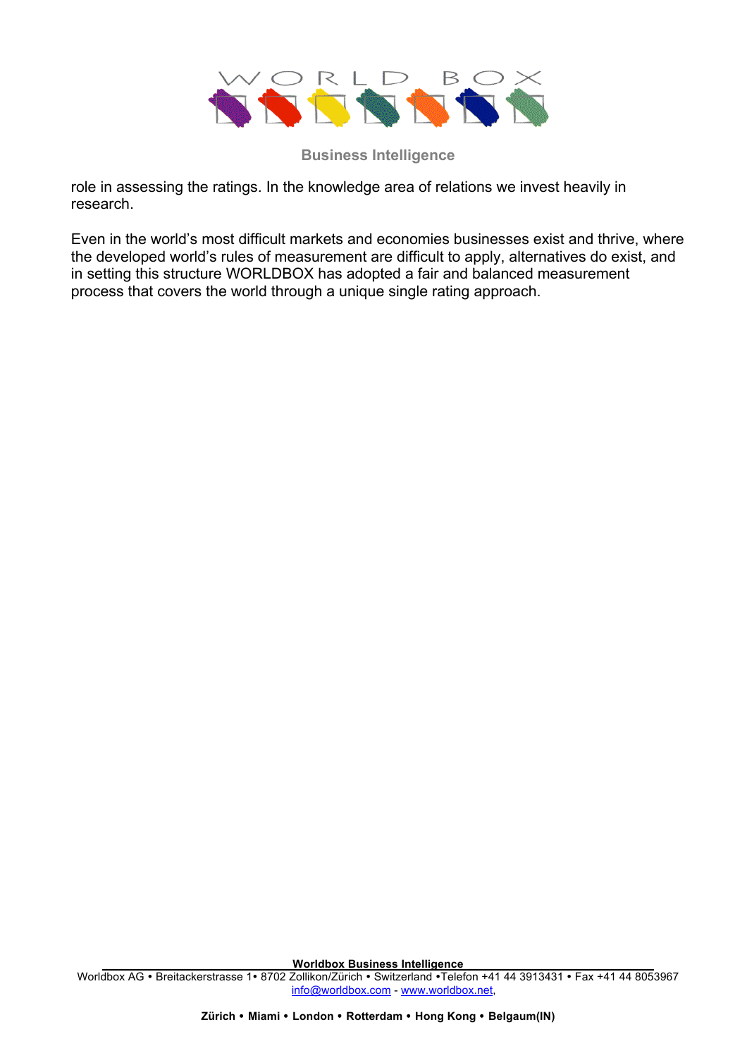role in assessing the ratings. In the knowledge area of relations we invest heavily in research.

Even in the world’s most difficult markets and economies businesses exist and thrive, where the developed world’s rules of measurement are difficult to apply, alternatives do exist, and in setting this structure WORLDBOX has adopted a fair and balanced measurement process that covers the world through a unique single rating approach.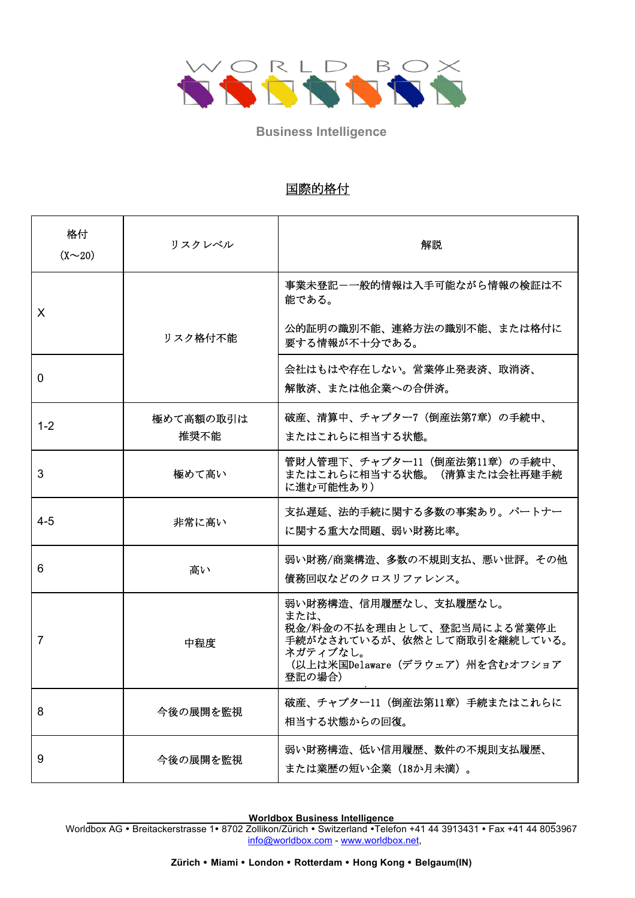WORLD BOX

Business Intelligence

## 国際的格付

| 格付<br>(X～20) | リスクレベル | 解説 |
|---|---|---|
| X | リスク格付不能 | 事業未登記ーー般的情報は入手可能ながら情報の検証は不能である。<br><br>公的証明の識別不能、連絡方法の識別不能、または格付に要する情報が不十分である。 |
| 0 | | 会社はもはや存在しない。営業停止発表済、取消済、解散済、または他企業への合併済。 |
| 1-2 | 極めて高額の取引は推奨不能 | 破産、清算中、チャプター7（倒産法第7章）の手続中、またはこれらに相当する状態。 |
| 3 | 極めて高い | 管財人管理下、チャプター11（倒産法第11章）の手続中、またはこれらに相当する状態。（清算または会社再建手続に進む可能性あり） |
| 4-5 | 非常に高い | 支払遅延、法的手続に関する多数の事案あり。パートナーに関する重大な問題、弱い財務比率。 |
| 6 | 高い | 弱い財務/商業構造、多数の不規則支払、悪い世評。その他債務回収などのクロスリファレンス。 |
| 7 | 中程度 | 弱い財務構造、信用履歴なし、支払履歴なし。<br>または、<br>税金/料金の不払を理由として、登記当局による営業停止手続がなされているが、依然として商取引を継続している。ネガティブなし。<br>（以上は米国Delaware（デラウェア）州を含むオフショア登記の場合） |
| 8 | 今後の展開を監視 | 破産、チャプター11（倒産法第11章）手続またはこれらに相当する状態からの回復。 |
| 9 | 今後の展開を監視 | 弱い財務構造、低い信用履歴、数件の不規則支払履歴、または業歴の短い企業（18か月未満）。 |

**Worldbox Business Intelligence**
Worldbox AG • Breitackerstrasse 1• 8702 Zollikon/Zürich • Switzerland •Telefon +41 44 3913431 • Fax +41 44 8053967
info@worldbox.com - www.worldbox.net,

**Zürich • Miami • London • Rotterdam • Hong Kong • Belgaum(IN)**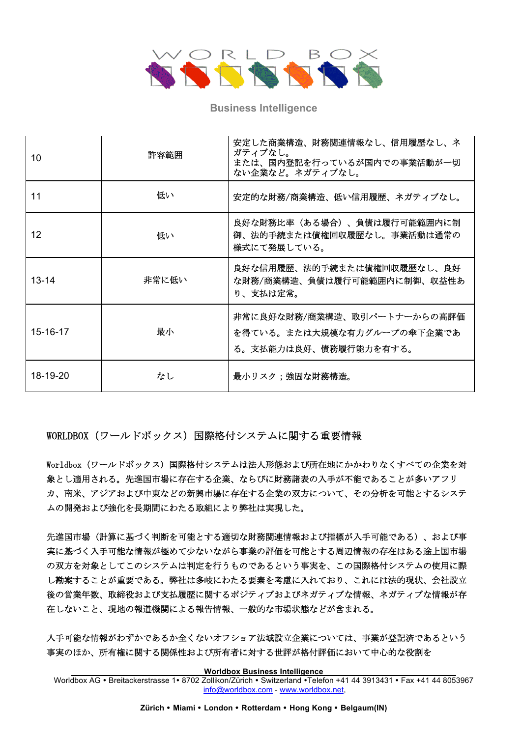| | | |
|---|---|---|
| 10 | 許容範囲 | 安定した商業構造、財務関連情報なし、信用履歴なし、ネガティブなし。<br>または、国内登記を行っているが国内での事業活動が一切ない企業など。ネガティブなし。 |
| 11 | 低い | 安定的な財務/商業構造、低い信用履歴、ネガティブなし。 |
| 12 | 低い | 良好な財務比率（ある場合）、負債は履行可能範囲内に制御、法的手続または債権回収履歴なし。事業活動は通常の様式にて発展している。 |
| 13-14 | 非常に低い | 良好な信用履歴、法的手続または債権回収履歴なし、良好な財務/商業構造、負債は履行可能範囲内に制御、収益性あり、支払は定常。 |
| 15-16-17 | 最小 | 非常に良好な財務/商業構造、取引パートナーからの高評価を得ている。または大規模な有力グループの傘下企業である。支払能力は良好、債務履行能力を有する。 |
| 18-19-20 | なし | 最小リスク；強固な財務構造。 |

## WORLDBOX（ワールドボックス）国際格付システムに関する重要情報

Worldbox（ワールドボックス）国際格付システムは法人形態および所在地にかかわりなくすべての企業を対象とし適用される。先進国市場に存在する企業、ならびに財務諸表の入手が不能であることが多いアフリカ、南米、アジアおよび中東などの新興市場に存在する企業の双方について、その分析を可能とするシステムの開発および強化を長期間にわたる取組により弊社は実現した。

先進国市場（計算に基づく判断を可能とする適切な財務関連情報および指標が入手可能である）、および事実に基づく入手可能な情報が極めて少ないながら事業の評価を可能とする周辺情報の存在はある途上国市場の双方を対象としてこのシステムは判定を行うものであるという事実を、この国際格付システムの使用に際し勘案することが重要である。弊社は多岐にわたる要素を考慮に入れており、これには法的現状、会社設立後の営業年数、取締役および支払履歴に関するポジティブおよびネガティブな情報、ネガティブな情報が存在しないこと、現地の報道機関による報告情報、一般的な市場状態などが含まれる。

入手可能な情報がわずかであるか全くないオフショア法域設立企業については、事業が登記済であるという事実のほか、所有権に関する関係性および所有者に対する世評が格付評価において中心的な役割を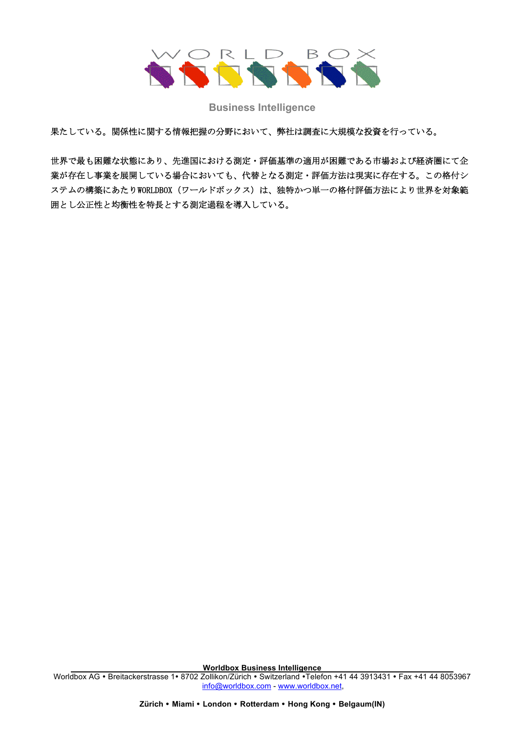果たしている。関係性に関する情報把握の分野において、弊社は調査に大規模な投資を行っている。

世界で最も困難な状態にあり、先進国における測定・評価基準の適用が困難である市場および経済圏にて企業が存在し事業を展開している場合においても、代替となる測定・評価方法は現実に存在する。この格付システムの構築にあたりWORLDBOX（ワールドボックス）は、独特かつ単一の格付評価方法により世界を対象範囲とし公正性と均衡性を特長とする測定過程を導入している。